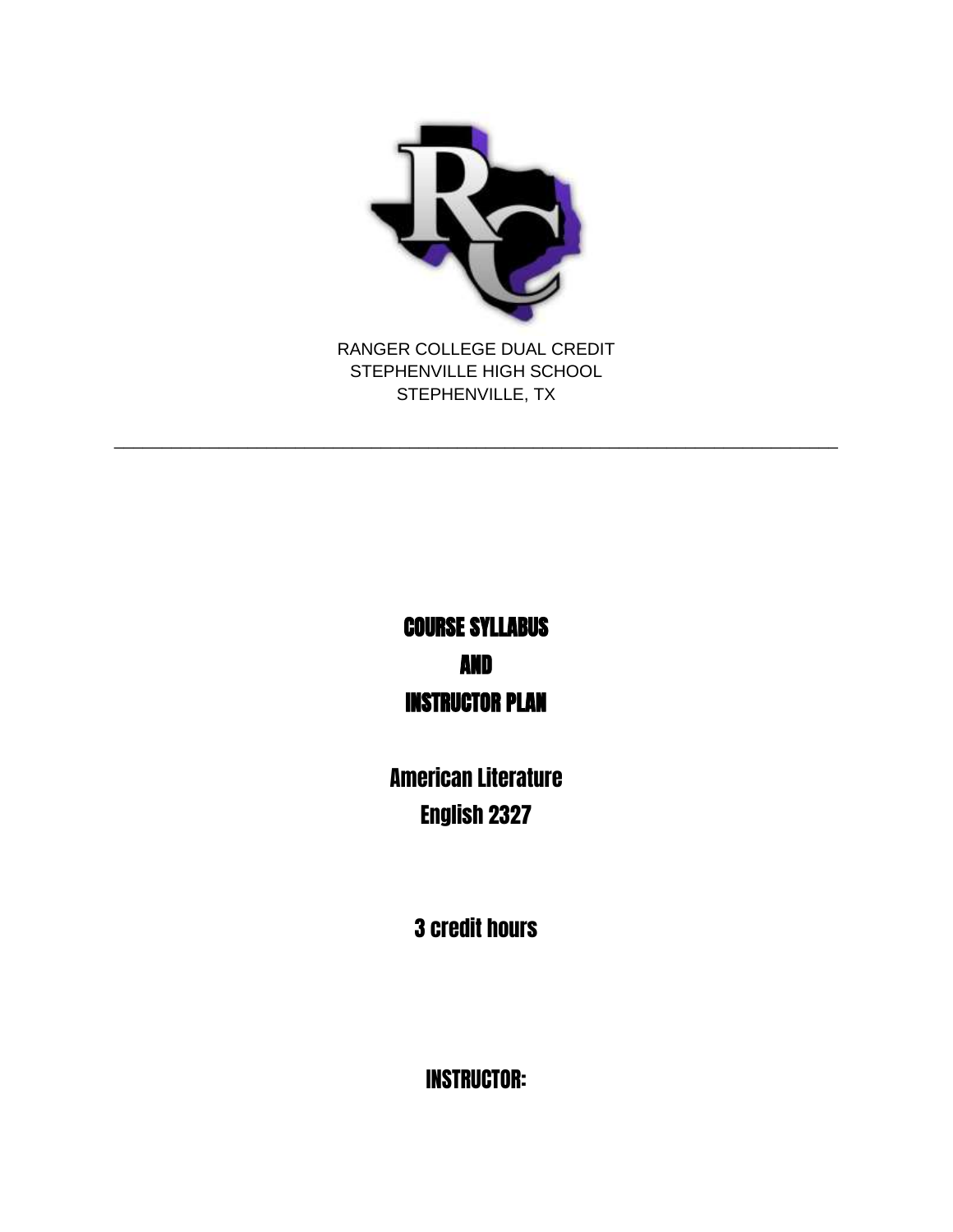RANGER COLLEGE DUAL CREDIT
STEPHENVILLE HIGH SCHOOL
STEPHENVILLE, TX

---

# COURSE SYLLABUS
# AND
# INSTRUCTOR PLAN

## American Literature
## English 2327

## 3 credit hours

## INSTRUCTOR: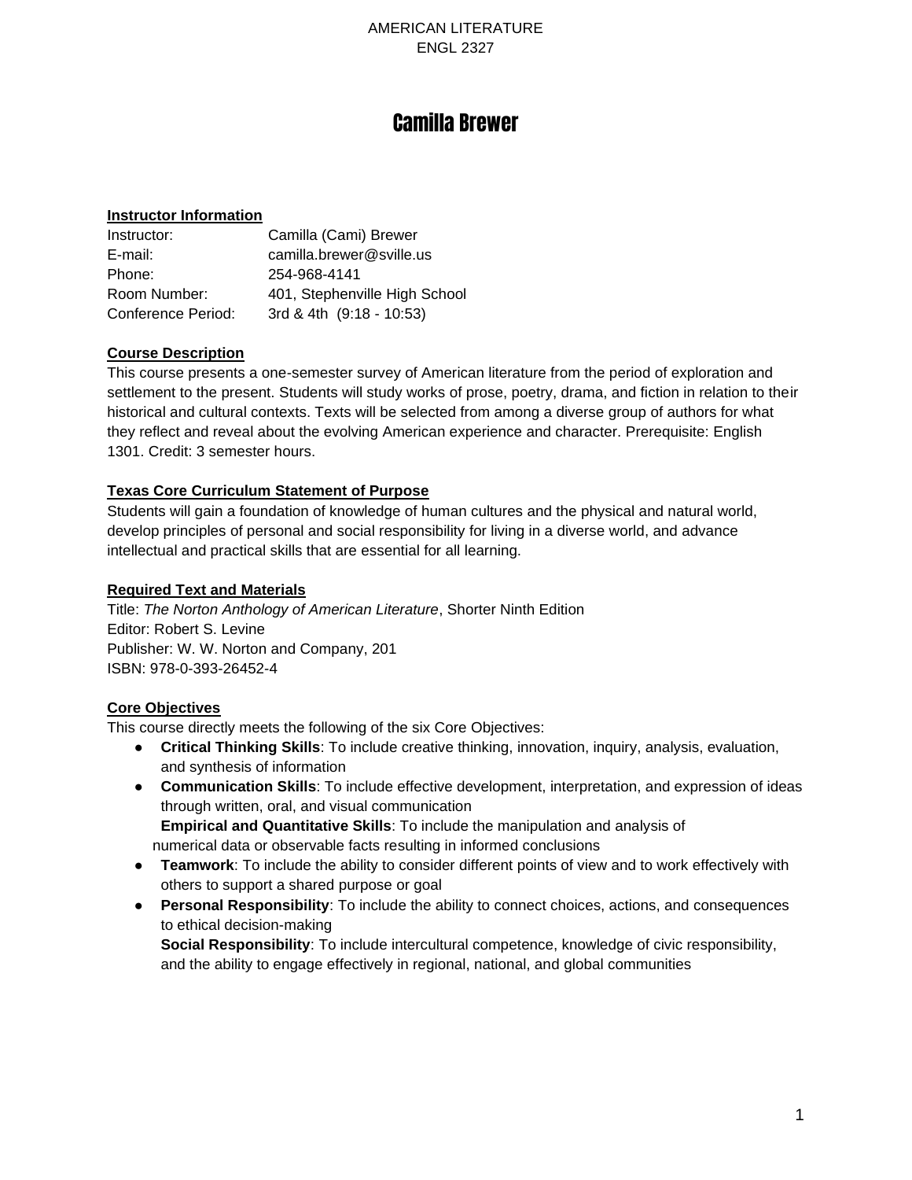AMERICAN LITERATURE
ENGL 2327

# Camilla Brewer

**Instructor Information**

| | |
|---|---|
| Instructor: | Camilla (Cami) Brewer |
| E-mail: | camilla.brewer@sville.us |
| Phone: | 254-968-4141 |
| Room Number: | 401, Stephenville High School |
| Conference Period: | 3rd & 4th (9:18 - 10:53) |

**Course Description**

This course presents a one-semester survey of American literature from the period of exploration and settlement to the present. Students will study works of prose, poetry, drama, and fiction in relation to their historical and cultural contexts. Texts will be selected from among a diverse group of authors for what they reflect and reveal about the evolving American experience and character. Prerequisite: English 1301. Credit: 3 semester hours.

**Texas Core Curriculum Statement of Purpose**

Students will gain a foundation of knowledge of human cultures and the physical and natural world, develop principles of personal and social responsibility for living in a diverse world, and advance intellectual and practical skills that are essential for all learning.

**Required Text and Materials**

Title: *The Norton Anthology of American Literature*, Shorter Ninth Edition
Editor: Robert S. Levine
Publisher: W. W. Norton and Company, 201
ISBN: 978-0-393-26452-4

**Core Objectives**

This course directly meets the following of the six Core Objectives:

- **Critical Thinking Skills**: To include creative thinking, innovation, inquiry, analysis, evaluation, and synthesis of information
- **Communication Skills**: To include effective development, interpretation, and expression of ideas through written, oral, and visual communication
  **Empirical and Quantitative Skills**: To include the manipulation and analysis of numerical data or observable facts resulting in informed conclusions
- **Teamwork**: To include the ability to consider different points of view and to work effectively with others to support a shared purpose or goal
- **Personal Responsibility**: To include the ability to connect choices, actions, and consequences to ethical decision-making
  **Social Responsibility**: To include intercultural competence, knowledge of civic responsibility, and the ability to engage effectively in regional, national, and global communities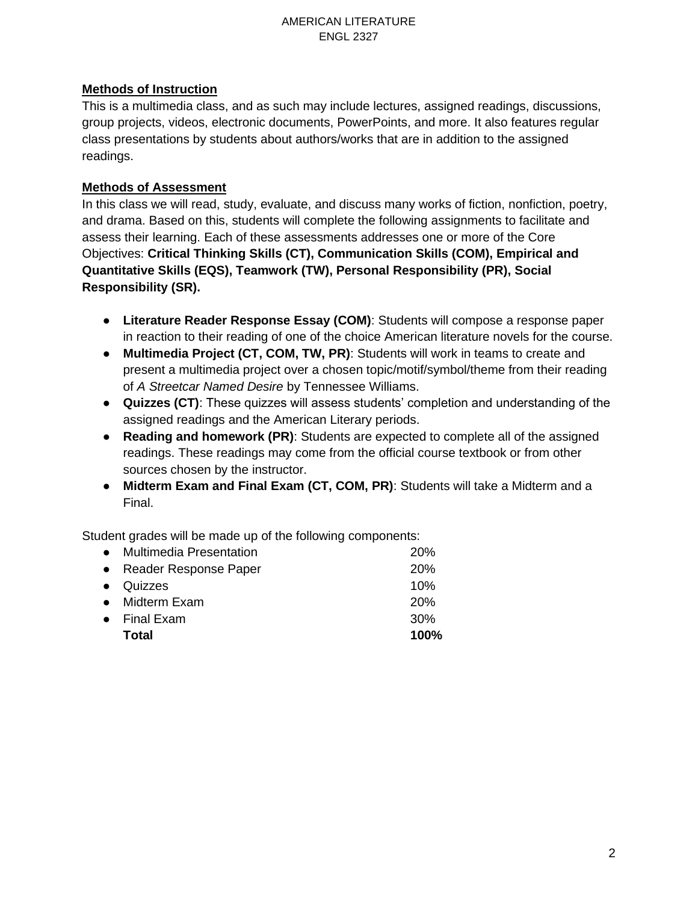## Methods of Instruction

This is a multimedia class, and as such may include lectures, assigned readings, discussions, group projects, videos, electronic documents, PowerPoints, and more. It also features regular class presentations by students about authors/works that are in addition to the assigned readings.

## Methods of Assessment

In this class we will read, study, evaluate, and discuss many works of fiction, nonfiction, poetry, and drama. Based on this, students will complete the following assignments to facilitate and assess their learning. Each of these assessments addresses one or more of the Core Objectives: **Critical Thinking Skills (CT), Communication Skills (COM), Empirical and Quantitative Skills (EQS), Teamwork (TW), Personal Responsibility (PR), Social Responsibility (SR).**

- **Literature Reader Response Essay (COM)**: Students will compose a response paper in reaction to their reading of one of the choice American literature novels for the course.
- **Multimedia Project (CT, COM, TW, PR)**: Students will work in teams to create and present a multimedia project over a chosen topic/motif/symbol/theme from their reading of *A Streetcar Named Desire* by Tennessee Williams.
- **Quizzes (CT)**: These quizzes will assess students' completion and understanding of the assigned readings and the American Literary periods.
- **Reading and homework (PR)**: Students are expected to complete all of the assigned readings. These readings may come from the official course textbook or from other sources chosen by the instructor.
- **Midterm Exam and Final Exam (CT, COM, PR)**: Students will take a Midterm and a Final.

Student grades will be made up of the following components:

| Component | Weight |
| --- | --- |
| Multimedia Presentation | 20% |
| Reader Response Paper | 20% |
| Quizzes | 10% |
| Midterm Exam | 20% |
| Final Exam | 30% |
| **Total** | **100%** |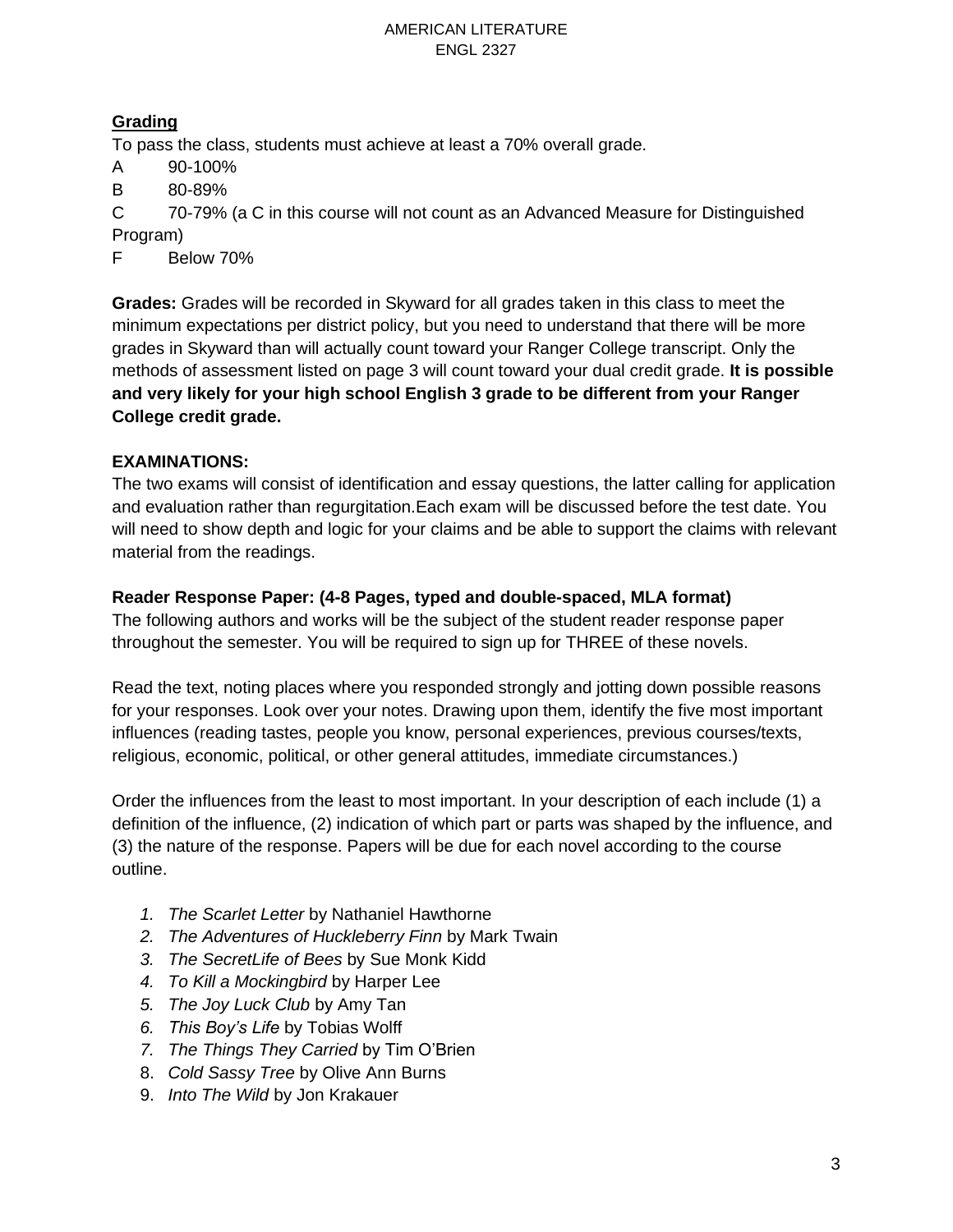## Grading

To pass the class, students must achieve at least a 70% overall grade.

A 90-100%

B 80-89%

C 70-79% (a C in this course will not count as an Advanced Measure for Distinguished Program)

F Below 70%

**Grades:** Grades will be recorded in Skyward for all grades taken in this class to meet the minimum expectations per district policy, but you need to understand that there will be more grades in Skyward than will actually count toward your Ranger College transcript. Only the methods of assessment listed on page 3 will count toward your dual credit grade. **It is possible and very likely for your high school English 3 grade to be different from your Ranger College credit grade.**

**EXAMINATIONS:**

The two exams will consist of identification and essay questions, the latter calling for application and evaluation rather than regurgitation.Each exam will be discussed before the test date. You will need to show depth and logic for your claims and be able to support the claims with relevant material from the readings.

**Reader Response Paper: (4-8 Pages, typed and double-spaced, MLA format)**

The following authors and works will be the subject of the student reader response paper throughout the semester. You will be required to sign up for THREE of these novels.

Read the text, noting places where you responded strongly and jotting down possible reasons for your responses. Look over your notes. Drawing upon them, identify the five most important influences (reading tastes, people you know, personal experiences, previous courses/texts, religious, economic, political, or other general attitudes, immediate circumstances.)

Order the influences from the least to most important. In your description of each include (1) a definition of the influence, (2) indication of which part or parts was shaped by the influence, and (3) the nature of the response. Papers will be due for each novel according to the course outline.

1. *The Scarlet Letter* by Nathaniel Hawthorne
2. *The Adventures of Huckleberry Finn* by Mark Twain
3. *The SecretLife of Bees* by Sue Monk Kidd
4. *To Kill a Mockingbird* by Harper Lee
5. *The Joy Luck Club* by Amy Tan
6. *This Boy's Life* by Tobias Wolff
7. *The Things They Carried* by Tim O'Brien
8. *Cold Sassy Tree* by Olive Ann Burns
9. *Into The Wild* by Jon Krakauer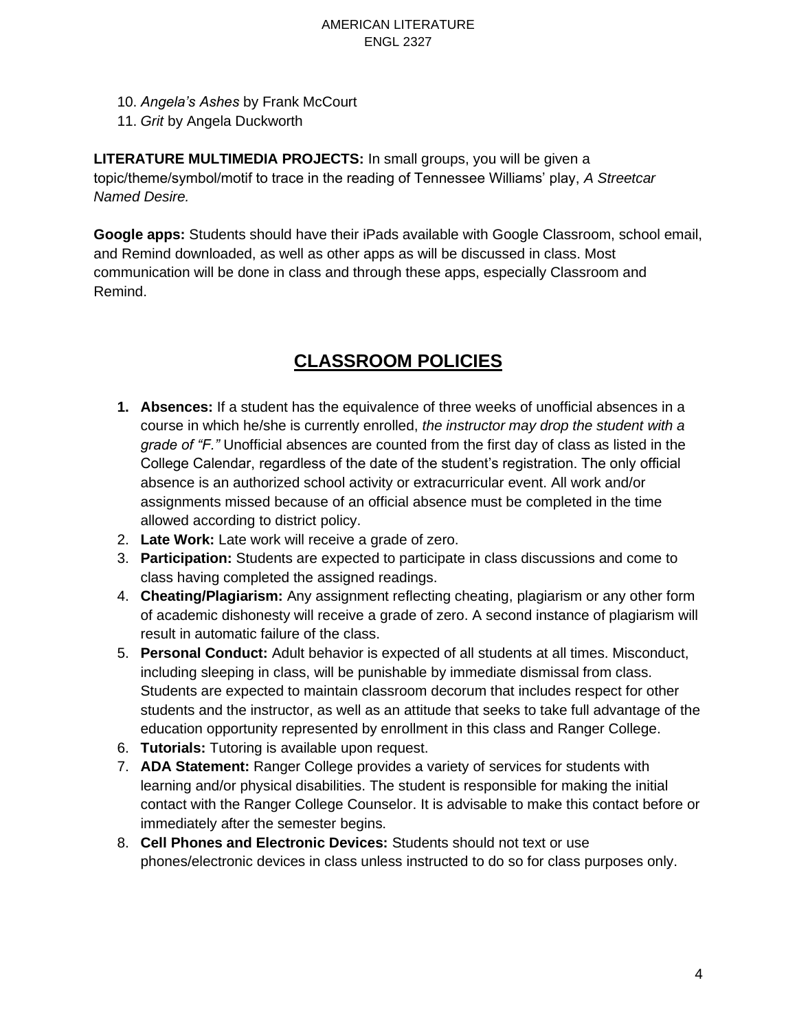10. *Angela's Ashes* by Frank McCourt
11. *Grit* by Angela Duckworth

**LITERATURE MULTIMEDIA PROJECTS:** In small groups, you will be given a topic/theme/symbol/motif to trace in the reading of Tennessee Williams' play, *A Streetcar Named Desire.*

**Google apps:** Students should have their iPads available with Google Classroom, school email, and Remind downloaded, as well as other apps as will be discussed in class. Most communication will be done in class and through these apps, especially Classroom and Remind.

## CLASSROOM POLICIES

1. **Absences:** If a student has the equivalence of three weeks of unofficial absences in a course in which he/she is currently enrolled, *the instructor may drop the student with a grade of "F."* Unofficial absences are counted from the first day of class as listed in the College Calendar, regardless of the date of the student's registration. The only official absence is an authorized school activity or extracurricular event. All work and/or assignments missed because of an official absence must be completed in the time allowed according to district policy.
2. **Late Work:** Late work will receive a grade of zero.
3. **Participation:** Students are expected to participate in class discussions and come to class having completed the assigned readings.
4. **Cheating/Plagiarism:** Any assignment reflecting cheating, plagiarism or any other form of academic dishonesty will receive a grade of zero. A second instance of plagiarism will result in automatic failure of the class.
5. **Personal Conduct:** Adult behavior is expected of all students at all times. Misconduct, including sleeping in class, will be punishable by immediate dismissal from class. Students are expected to maintain classroom decorum that includes respect for other students and the instructor, as well as an attitude that seeks to take full advantage of the education opportunity represented by enrollment in this class and Ranger College.
6. **Tutorials:** Tutoring is available upon request.
7. **ADA Statement:** Ranger College provides a variety of services for students with learning and/or physical disabilities. The student is responsible for making the initial contact with the Ranger College Counselor. It is advisable to make this contact before or immediately after the semester begins.
8. **Cell Phones and Electronic Devices:** Students should not text or use phones/electronic devices in class unless instructed to do so for class purposes only.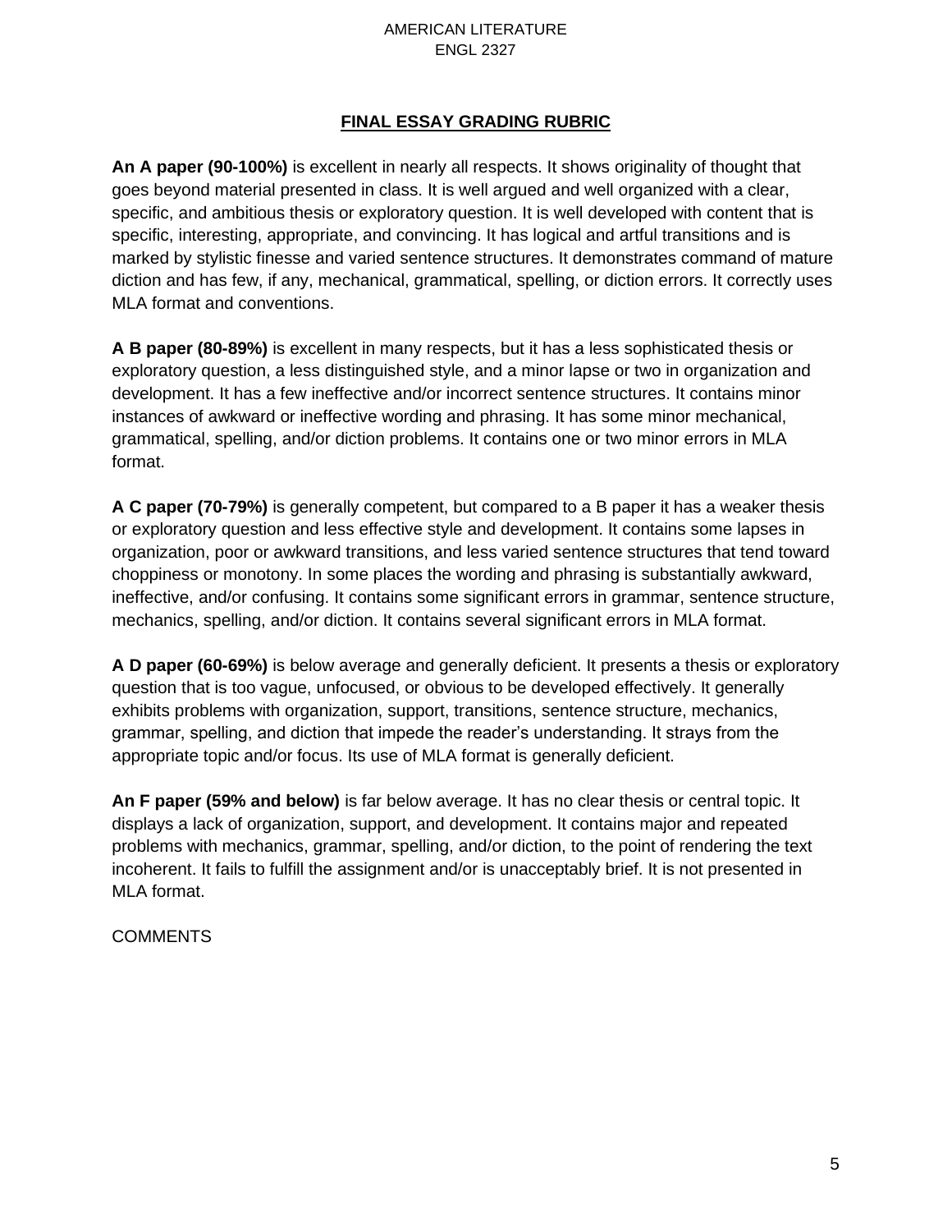## FINAL ESSAY GRADING RUBRIC

**An A paper (90-100%)** is excellent in nearly all respects. It shows originality of thought that goes beyond material presented in class. It is well argued and well organized with a clear, specific, and ambitious thesis or exploratory question. It is well developed with content that is specific, interesting, appropriate, and convincing. It has logical and artful transitions and is marked by stylistic finesse and varied sentence structures. It demonstrates command of mature diction and has few, if any, mechanical, grammatical, spelling, or diction errors. It correctly uses MLA format and conventions.

**A B paper (80-89%)** is excellent in many respects, but it has a less sophisticated thesis or exploratory question, a less distinguished style, and a minor lapse or two in organization and development. It has a few ineffective and/or incorrect sentence structures. It contains minor instances of awkward or ineffective wording and phrasing. It has some minor mechanical, grammatical, spelling, and/or diction problems. It contains one or two minor errors in MLA format.

**A C paper (70-79%)** is generally competent, but compared to a B paper it has a weaker thesis or exploratory question and less effective style and development. It contains some lapses in organization, poor or awkward transitions, and less varied sentence structures that tend toward choppiness or monotony. In some places the wording and phrasing is substantially awkward, ineffective, and/or confusing. It contains some significant errors in grammar, sentence structure, mechanics, spelling, and/or diction. It contains several significant errors in MLA format.

**A D paper (60-69%)** is below average and generally deficient. It presents a thesis or exploratory question that is too vague, unfocused, or obvious to be developed effectively. It generally exhibits problems with organization, support, transitions, sentence structure, mechanics, grammar, spelling, and diction that impede the reader's understanding. It strays from the appropriate topic and/or focus. Its use of MLA format is generally deficient.

**An F paper (59% and below)** is far below average. It has no clear thesis or central topic. It displays a lack of organization, support, and development. It contains major and repeated problems with mechanics, grammar, spelling, and/or diction, to the point of rendering the text incoherent. It fails to fulfill the assignment and/or is unacceptably brief. It is not presented in MLA format.

COMMENTS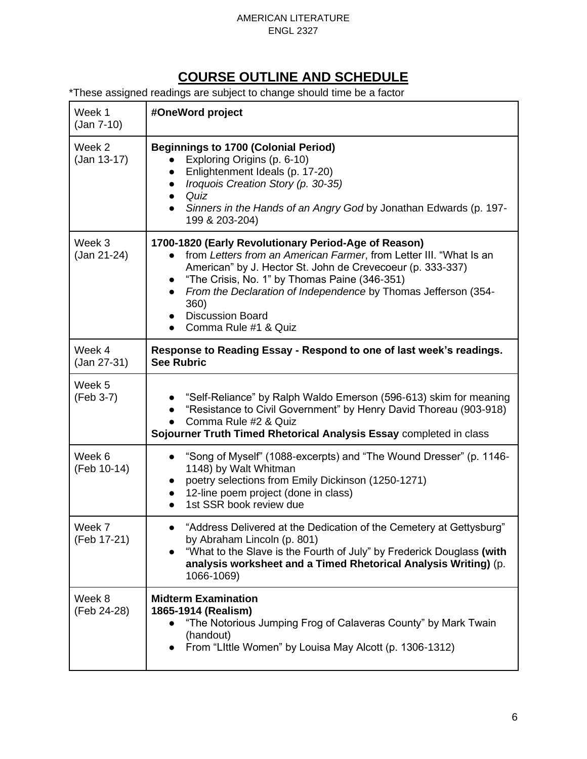# COURSE OUTLINE AND SCHEDULE

*These assigned readings are subject to change should time be a factor

| Week | Content |
|---|---|
| Week 1 (Jan 7-10) | **#OneWord project** |
| Week 2 (Jan 13-17) | **Beginnings to 1700 (Colonial Period)**<br>● Exploring Origins (p. 6-10)<br>● Enlightenment Ideals (p. 17-20)<br>● *Iroquois Creation Story (p. 30-35)*<br>● *Quiz*<br>● *Sinners in the Hands of an Angry God* by Jonathan Edwards (p. 197-199 & 203-204) |
| Week 3 (Jan 21-24) | **1700-1820 (Early Revolutionary Period-Age of Reason)**<br>● from *Letters from an American Farmer*, from Letter III. "What Is an American" by J. Hector St. John de Crevecoeur (p. 333-337)<br>● "The Crisis, No. 1" by Thomas Paine (346-351)<br>● *From the Declaration of Independence* by Thomas Jefferson (354-360)<br>● Discussion Board<br>● Comma Rule #1 & Quiz |
| Week 4 (Jan 27-31) | **Response to Reading Essay - Respond to one of last week's readings. See Rubric** |
| Week 5 (Feb 3-7) | ● "Self-Reliance" by Ralph Waldo Emerson (596-613) skim for meaning<br>● "Resistance to Civil Government" by Henry David Thoreau (903-918)<br>● Comma Rule #2 & Quiz<br>**Sojourner Truth Timed Rhetorical Analysis Essay** completed in class |
| Week 6 (Feb 10-14) | ● "Song of Myself" (1088-excerpts) and "The Wound Dresser" (p. 1146-1148) by Walt Whitman<br>● poetry selections from Emily Dickinson (1250-1271)<br>● 12-line poem project (done in class)<br>● 1st SSR book review due |
| Week 7 (Feb 17-21) | ● "Address Delivered at the Dedication of the Cemetery at Gettysburg" by Abraham Lincoln (p. 801)<br>● "What to the Slave is the Fourth of July" by Frederick Douglass **(with analysis worksheet and a Timed Rhetorical Analysis Writing)** (p. 1066-1069) |
| Week 8 (Feb 24-28) | **Midterm Examination**<br>**1865-1914 (Realism)**<br>● "The Notorious Jumping Frog of Calaveras County" by Mark Twain (handout)<br>● From "LIttle Women" by Louisa May Alcott (p. 1306-1312) |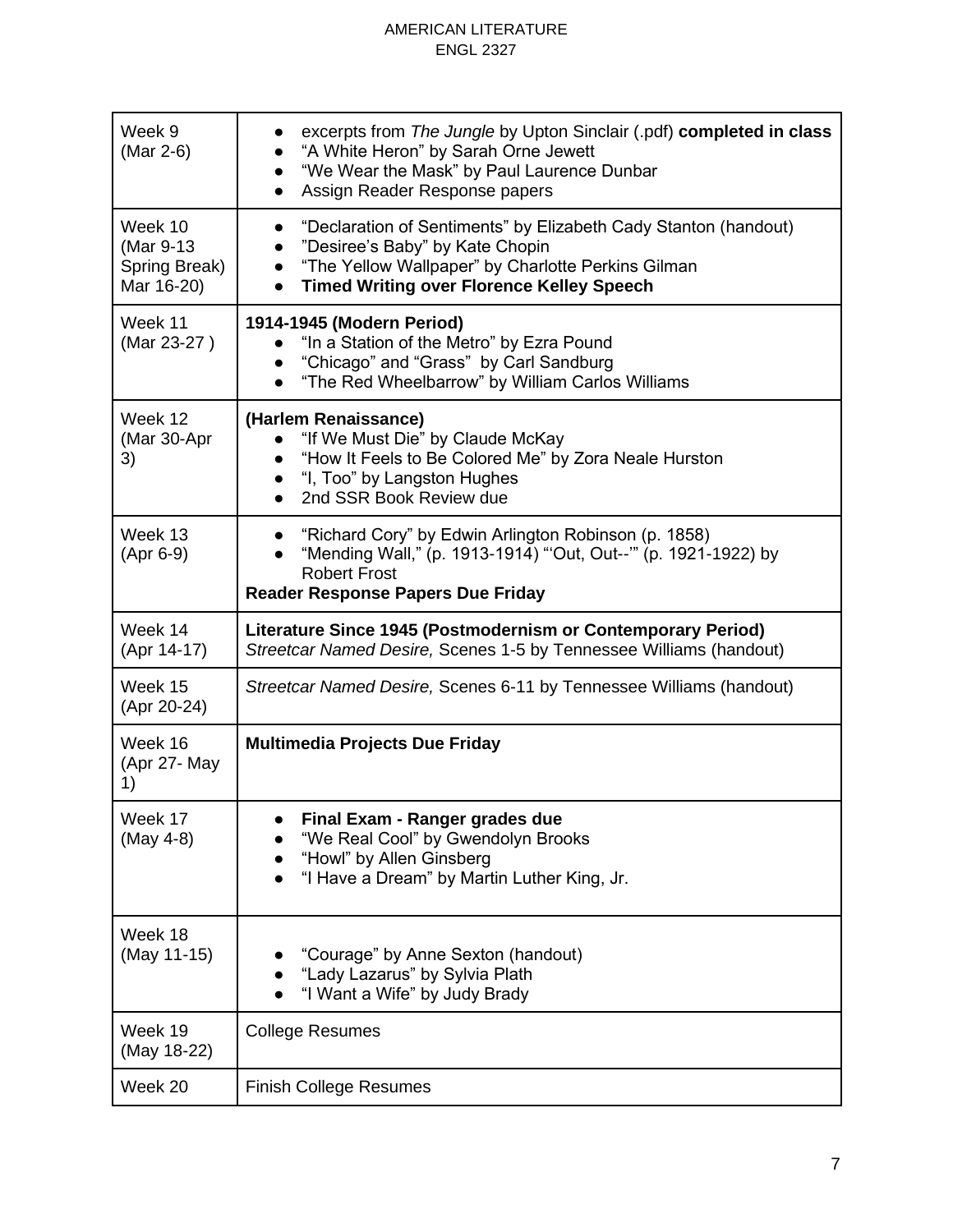| Week 9 (Mar 2-6) | • excerpts from *The Jungle* by Upton Sinclair (.pdf) **completed in class**<br>• "A White Heron" by Sarah Orne Jewett<br>• "We Wear the Mask" by Paul Laurence Dunbar<br>• Assign Reader Response papers |
|---|---|
| Week 10 (Mar 9-13 Spring Break) Mar 16-20) | • "Declaration of Sentiments" by Elizabeth Cady Stanton (handout)<br>• "Desiree's Baby" by Kate Chopin<br>• "The Yellow Wallpaper" by Charlotte Perkins Gilman<br>• **Timed Writing over Florence Kelley Speech** |
| Week 11 (Mar 23-27 ) | **1914-1945 (Modern Period)**<br>• "In a Station of the Metro" by Ezra Pound<br>• "Chicago" and "Grass" by Carl Sandburg<br>• "The Red Wheelbarrow" by William Carlos Williams |
| Week 12 (Mar 30-Apr 3) | **(Harlem Renaissance)**<br>• "If We Must Die" by Claude McKay<br>• "How It Feels to Be Colored Me" by Zora Neale Hurston<br>• "I, Too" by Langston Hughes<br>• 2nd SSR Book Review due |
| Week 13 (Apr 6-9) | • "Richard Cory" by Edwin Arlington Robinson (p. 1858)<br>• "Mending Wall," (p. 1913-1914) "'Out, Out--'" (p. 1921-1922) by Robert Frost<br>**Reader Response Papers Due Friday** |
| Week 14 (Apr 14-17) | **Literature Since 1945 (Postmodernism or Contemporary Period)**<br>*Streetcar Named Desire,* Scenes 1-5 by Tennessee Williams (handout) |
| Week 15 (Apr 20-24) | *Streetcar Named Desire,* Scenes 6-11 by Tennessee Williams (handout) |
| Week 16 (Apr 27- May 1) | **Multimedia Projects Due Friday** |
| Week 17 (May 4-8) | • **Final Exam - Ranger grades due**<br>• "We Real Cool" by Gwendolyn Brooks<br>• "Howl" by Allen Ginsberg<br>• "I Have a Dream" by Martin Luther King, Jr. |
| Week 18 (May 11-15) | • "Courage" by Anne Sexton (handout)<br>• "Lady Lazarus" by Sylvia Plath<br>• "I Want a Wife" by Judy Brady |
| Week 19 (May 18-22) | College Resumes |
| Week 20 | Finish College Resumes |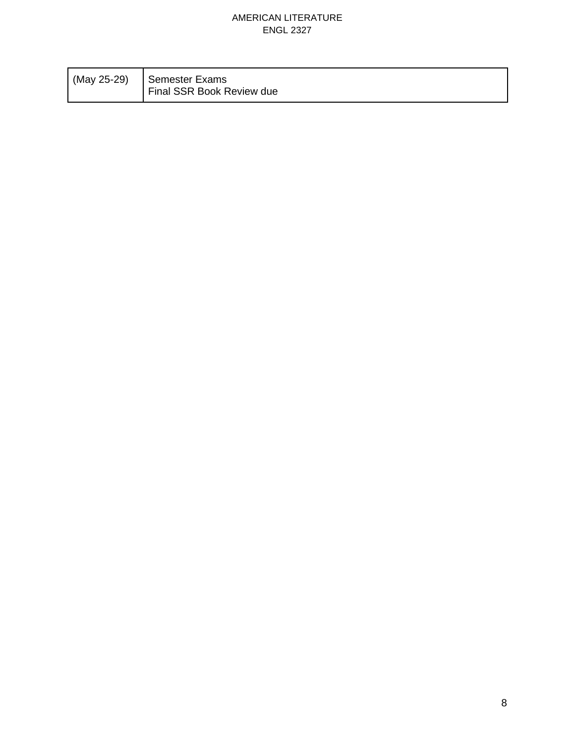| (May 25-29) | Semester Exams<br>Final SSR Book Review due |
|---|---|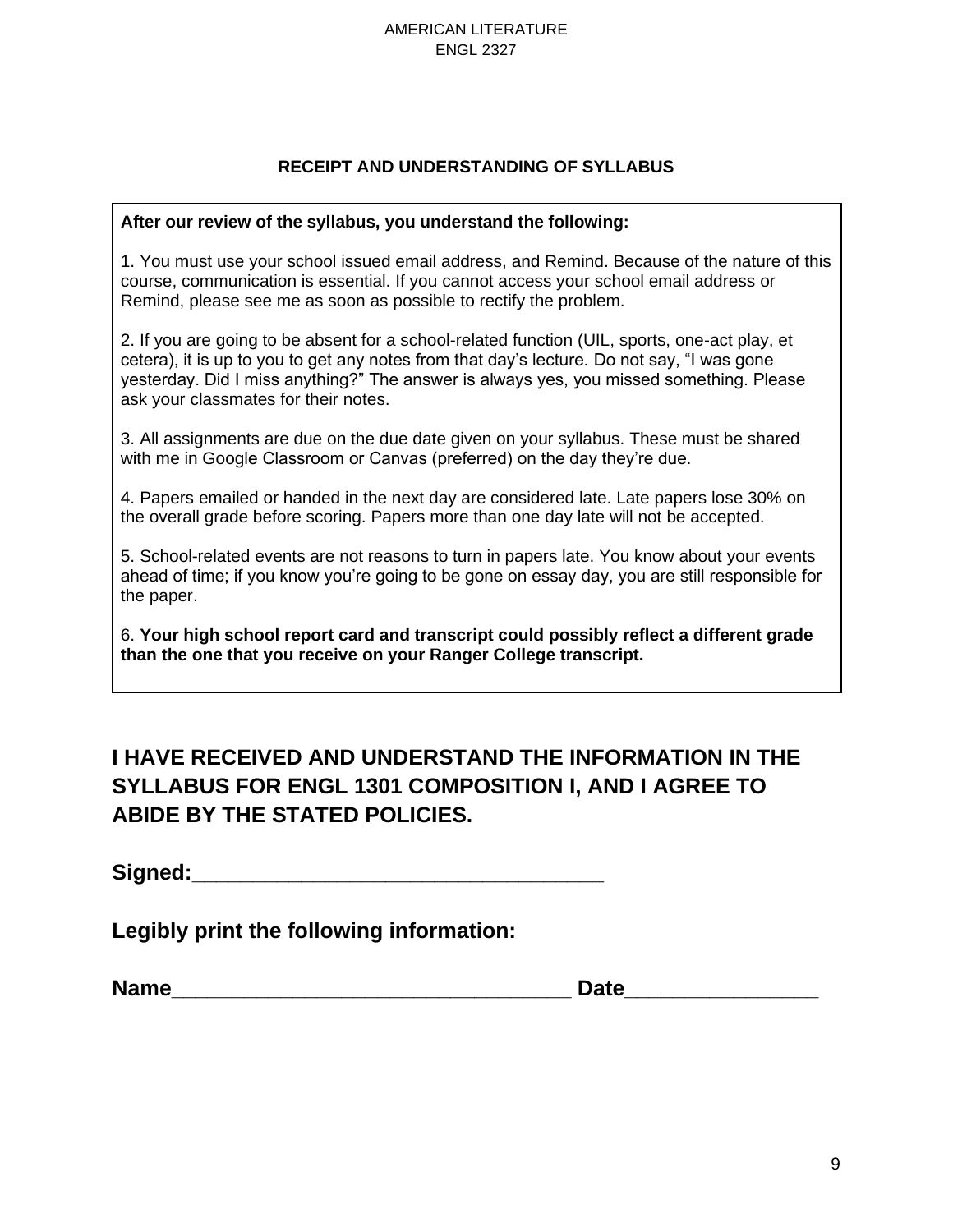## RECEIPT AND UNDERSTANDING OF SYLLABUS

**After our review of the syllabus, you understand the following:**

1. You must use your school issued email address, and Remind. Because of the nature of this course, communication is essential. If you cannot access your school email address or Remind, please see me as soon as possible to rectify the problem.

2. If you are going to be absent for a school-related function (UIL, sports, one-act play, et cetera), it is up to you to get any notes from that day's lecture. Do not say, "I was gone yesterday. Did I miss anything?" The answer is always yes, you missed something. Please ask your classmates for their notes.

3. All assignments are due on the due date given on your syllabus. These must be shared with me in Google Classroom or Canvas (preferred) on the day they're due.

4. Papers emailed or handed in the next day are considered late. Late papers lose 30% on the overall grade before scoring. Papers more than one day late will not be accepted.

5. School-related events are not reasons to turn in papers late. You know about your events ahead of time; if you know you're going to be gone on essay day, you are still responsible for the paper.

6. **Your high school report card and transcript could possibly reflect a different grade than the one that you receive on your Ranger College transcript.**

### I HAVE RECEIVED AND UNDERSTAND THE INFORMATION IN THE SYLLABUS FOR ENGL 1301 COMPOSITION I, AND I AGREE TO ABIDE BY THE STATED POLICIES.

**Signed:**___________________________________

**Legibly print the following information:**

**Name**__________________________________ **Date**________________